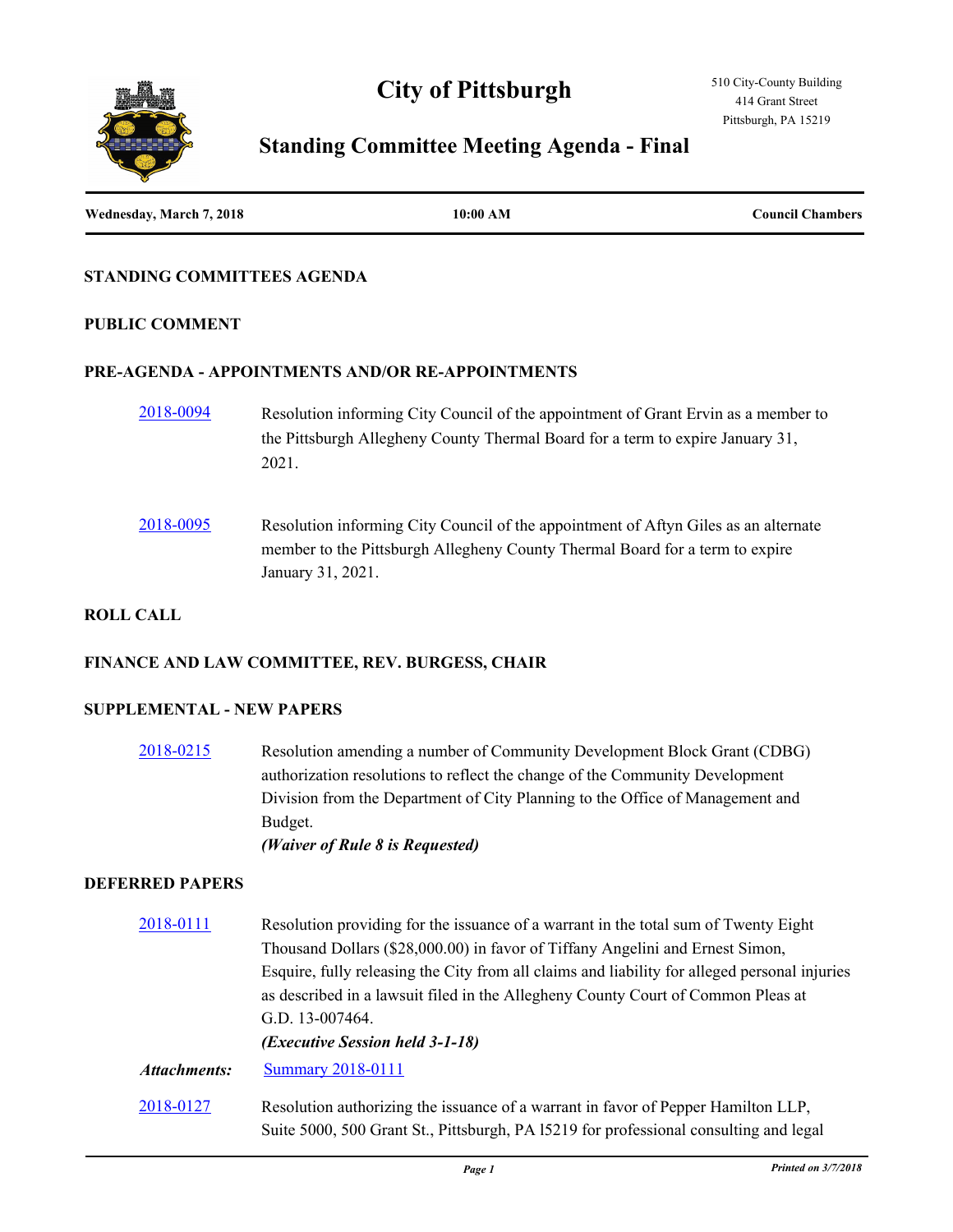# City of Pittsburgh

510 City-County Building
414 Grant Street
Pittsburgh, PA 15219

## Standing Committee Meeting Agenda - Final

**Wednesday, March 7, 2018** | **10:00 AM** | **Council Chambers**

### STANDING COMMITTEES AGENDA

### PUBLIC COMMENT

### PRE-AGENDA - APPOINTMENTS AND/OR RE-APPOINTMENTS

2018-0094 Resolution informing City Council of the appointment of Grant Ervin as a member to the Pittsburgh Allegheny County Thermal Board for a term to expire January 31, 2021.

2018-0095 Resolution informing City Council of the appointment of Aftyn Giles as an alternate member to the Pittsburgh Allegheny County Thermal Board for a term to expire January 31, 2021.

### ROLL CALL

### FINANCE AND LAW COMMITTEE, REV. BURGESS, CHAIR

### SUPPLEMENTAL - NEW PAPERS

2018-0215 Resolution amending a number of Community Development Block Grant (CDBG) authorization resolutions to reflect the change of the Community Development Division from the Department of City Planning to the Office of Management and Budget.
***(Waiver of Rule 8 is Requested)***

### DEFERRED PAPERS

2018-0111 Resolution providing for the issuance of a warrant in the total sum of Twenty Eight Thousand Dollars ($28,000.00) in favor of Tiffany Angelini and Ernest Simon, Esquire, fully releasing the City from all claims and liability for alleged personal injuries as described in a lawsuit filed in the Allegheny County Court of Common Pleas at G.D. 13-007464.
***(Executive Session held 3-1-18)***

*Attachments:* Summary 2018-0111

2018-0127 Resolution authorizing the issuance of a warrant in favor of Pepper Hamilton LLP, Suite 5000, 500 Grant St., Pittsburgh, PA l5219 for professional consulting and legal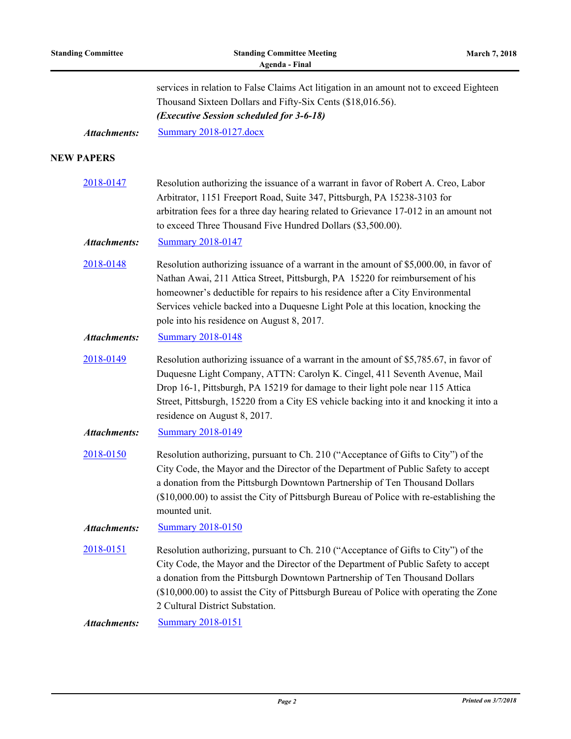services in relation to False Claims Act litigation in an amount not to exceed Eighteen Thousand Sixteen Dollars and Fifty-Six Cents ($18,016.56).
***(Executive Session scheduled for 3-6-18)***

***Attachments:*** Summary 2018-0127.docx

## NEW PAPERS

**2018-0147** Resolution authorizing the issuance of a warrant in favor of Robert A. Creo, Labor Arbitrator, 1151 Freeport Road, Suite 347, Pittsburgh, PA 15238-3103 for arbitration fees for a three day hearing related to Grievance 17-012 in an amount not to exceed Three Thousand Five Hundred Dollars ($3,500.00).

***Attachments:*** Summary 2018-0147

**2018-0148** Resolution authorizing issuance of a warrant in the amount of $5,000.00, in favor of Nathan Awai, 211 Attica Street, Pittsburgh, PA 15220 for reimbursement of his homeowner's deductible for repairs to his residence after a City Environmental Services vehicle backed into a Duquesne Light Pole at this location, knocking the pole into his residence on August 8, 2017.

***Attachments:*** Summary 2018-0148

**2018-0149** Resolution authorizing issuance of a warrant in the amount of $5,785.67, in favor of Duquesne Light Company, ATTN: Carolyn K. Cingel, 411 Seventh Avenue, Mail Drop 16-1, Pittsburgh, PA 15219 for damage to their light pole near 115 Attica Street, Pittsburgh, 15220 from a City ES vehicle backing into it and knocking it into a residence on August 8, 2017.

***Attachments:*** Summary 2018-0149

**2018-0150** Resolution authorizing, pursuant to Ch. 210 ("Acceptance of Gifts to City") of the City Code, the Mayor and the Director of the Department of Public Safety to accept a donation from the Pittsburgh Downtown Partnership of Ten Thousand Dollars ($10,000.00) to assist the City of Pittsburgh Bureau of Police with re-establishing the mounted unit.

***Attachments:*** Summary 2018-0150

**2018-0151** Resolution authorizing, pursuant to Ch. 210 ("Acceptance of Gifts to City") of the City Code, the Mayor and the Director of the Department of Public Safety to accept a donation from the Pittsburgh Downtown Partnership of Ten Thousand Dollars ($10,000.00) to assist the City of Pittsburgh Bureau of Police with operating the Zone 2 Cultural District Substation.

***Attachments:*** Summary 2018-0151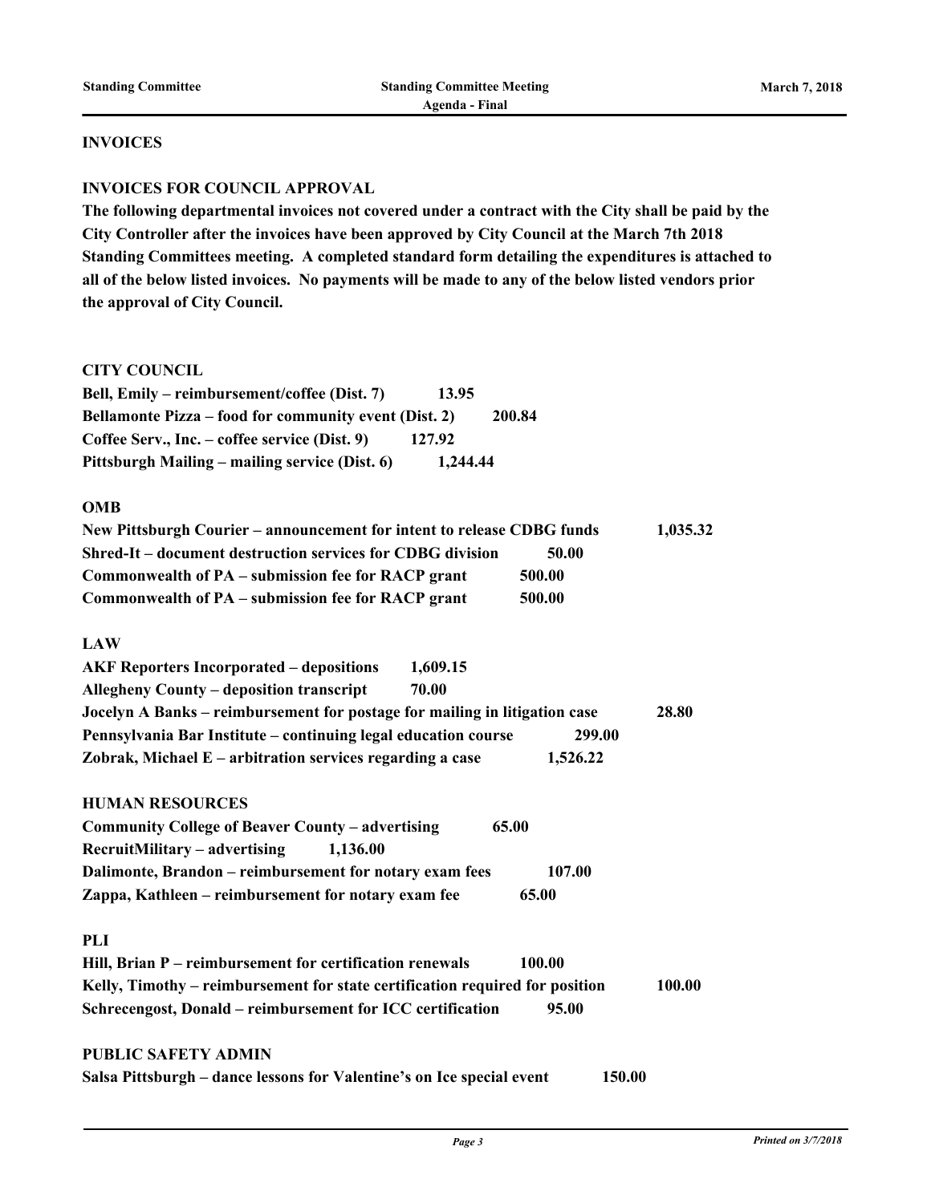## INVOICES

### INVOICES FOR COUNCIL APPROVAL

**The following departmental invoices not covered under a contract with the City shall be paid by the City Controller after the invoices have been approved by City Council at the March 7th 2018 Standing Committees meeting. A completed standard form detailing the expenditures is attached to all of the below listed invoices. No payments will be made to any of the below listed vendors prior the approval of City Council.**

**CITY COUNCIL**

**Bell, Emily – reimbursement/coffee (Dist. 7) 13.95**
**Bellamonte Pizza – food for community event (Dist. 2) 200.84**
**Coffee Serv., Inc. – coffee service (Dist. 9) 127.92**
**Pittsburgh Mailing – mailing service (Dist. 6) 1,244.44**

**OMB**

**New Pittsburgh Courier – announcement for intent to release CDBG funds 1,035.32**
**Shred-It – document destruction services for CDBG division 50.00**
**Commonwealth of PA – submission fee for RACP grant 500.00**
**Commonwealth of PA – submission fee for RACP grant 500.00**

**LAW**

**AKF Reporters Incorporated – depositions 1,609.15**
**Allegheny County – deposition transcript 70.00**
**Jocelyn A Banks – reimbursement for postage for mailing in litigation case 28.80**
**Pennsylvania Bar Institute – continuing legal education course 299.00**
**Zobrak, Michael E – arbitration services regarding a case 1,526.22**

**HUMAN RESOURCES**

**Community College of Beaver County – advertising 65.00**
**RecruitMilitary – advertising 1,136.00**
**Dalimonte, Brandon – reimbursement for notary exam fees 107.00**
**Zappa, Kathleen – reimbursement for notary exam fee 65.00**

**PLI**

**Hill, Brian P – reimbursement for certification renewals 100.00**
**Kelly, Timothy – reimbursement for state certification required for position 100.00**
**Schrecengost, Donald – reimbursement for ICC certification 95.00**

**PUBLIC SAFETY ADMIN**

**Salsa Pittsburgh – dance lessons for Valentine's on Ice special event 150.00**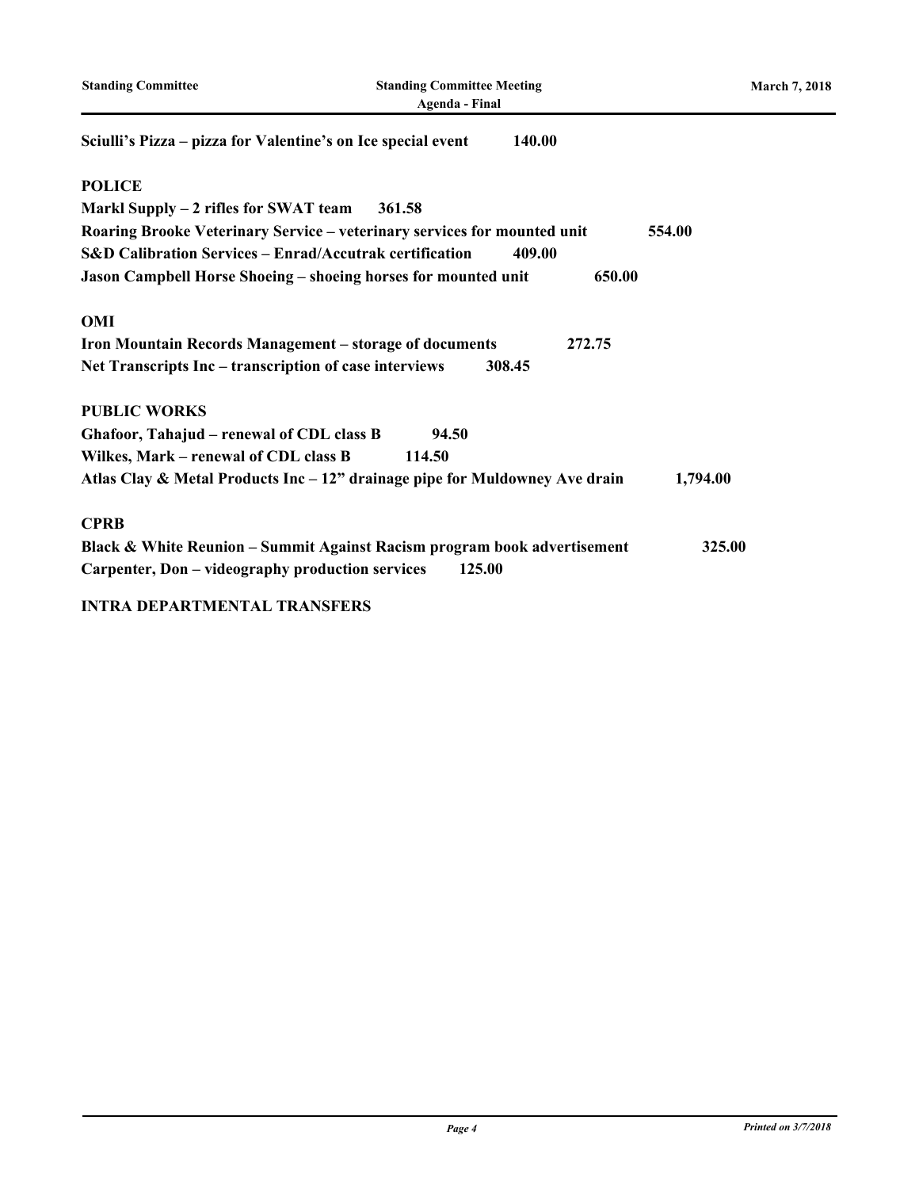**Sciulli's Pizza – pizza for Valentine's on Ice special event 140.00**

**POLICE**

**Markl Supply – 2 rifles for SWAT team 361.58**

**Roaring Brooke Veterinary Service – veterinary services for mounted unit 554.00**

**S&D Calibration Services – Enrad/Accutrak certification 409.00**

**Jason Campbell Horse Shoeing – shoeing horses for mounted unit 650.00**

**OMI**

**Iron Mountain Records Management – storage of documents 272.75**

**Net Transcripts Inc – transcription of case interviews 308.45**

**PUBLIC WORKS**

**Ghafoor, Tahajud – renewal of CDL class B 94.50**

**Wilkes, Mark – renewal of CDL class B 114.50**

**Atlas Clay & Metal Products Inc – 12" drainage pipe for Muldowney Ave drain 1,794.00**

**CPRB**

**Black & White Reunion – Summit Against Racism program book advertisement 325.00**

**Carpenter, Don – videography production services 125.00**

**INTRA DEPARTMENTAL TRANSFERS**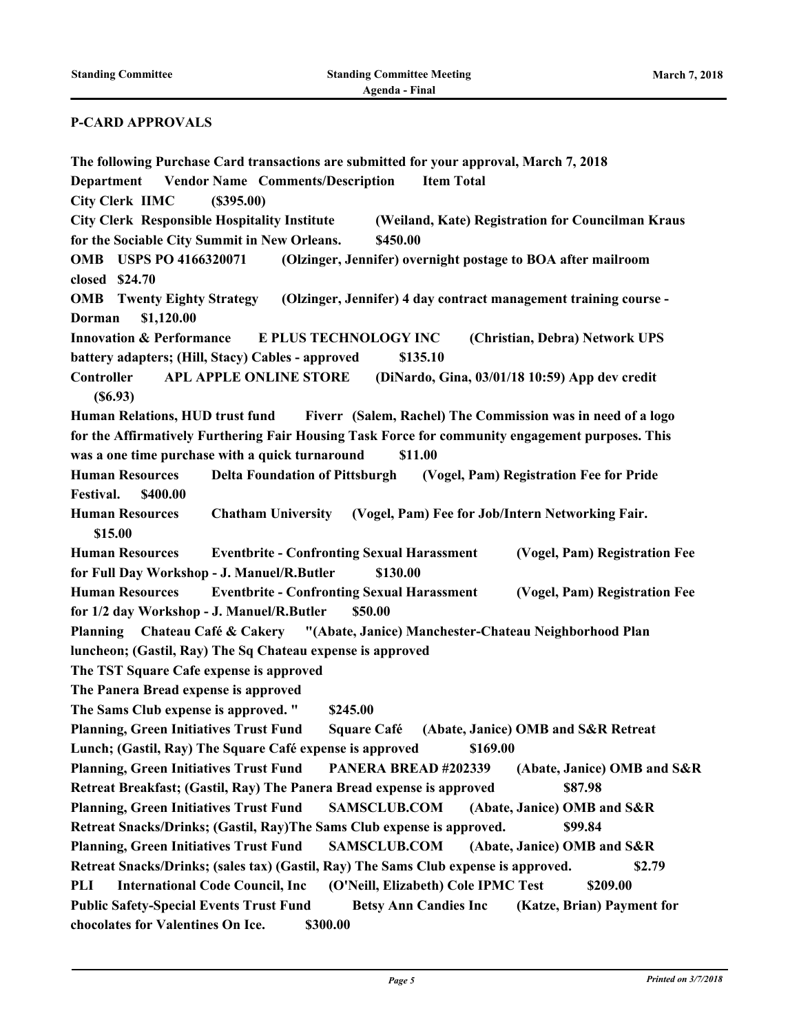## P-CARD APPROVALS

**The following Purchase Card transactions are submitted for your approval, March 7, 2018**

**Department Vendor Name Comments/Description Item Total**

**City Clerk IIMC ($395.00)**

**City Clerk Responsible Hospitality Institute (Weiland, Kate) Registration for Councilman Kraus for the Sociable City Summit in New Orleans. $450.00**

**OMB USPS PO 4166320071 (Olzinger, Jennifer) overnight postage to BOA after mailroom closed $24.70**

**OMB Twenty Eighty Strategy (Olzinger, Jennifer) 4 day contract management training course - Dorman $1,120.00**

**Innovation & Performance E PLUS TECHNOLOGY INC (Christian, Debra) Network UPS battery adapters; (Hill, Stacy) Cables - approved $135.10**

**Controller APL APPLE ONLINE STORE (DiNardo, Gina, 03/01/18 10:59) App dev credit ($6.93)**

**Human Relations, HUD trust fund Fiverr (Salem, Rachel) The Commission was in need of a logo for the Affirmatively Furthering Fair Housing Task Force for community engagement purposes. This was a one time purchase with a quick turnaround $11.00**

**Human Resources Delta Foundation of Pittsburgh (Vogel, Pam) Registration Fee for Pride Festival. $400.00**

**Human Resources Chatham University (Vogel, Pam) Fee for Job/Intern Networking Fair. $15.00**

**Human Resources Eventbrite - Confronting Sexual Harassment (Vogel, Pam) Registration Fee for Full Day Workshop - J. Manuel/R.Butler $130.00**

**Human Resources Eventbrite - Confronting Sexual Harassment (Vogel, Pam) Registration Fee for 1/2 day Workshop - J. Manuel/R.Butler $50.00**

**Planning Chateau Café & Cakery "(Abate, Janice) Manchester-Chateau Neighborhood Plan luncheon; (Gastil, Ray) The Sq Chateau expense is approved**
**The TST Square Cafe expense is approved**
**The Panera Bread expense is approved**
**The Sams Club expense is approved. " $245.00**

**Planning, Green Initiatives Trust Fund Square Café (Abate, Janice) OMB and S&R Retreat Lunch; (Gastil, Ray) The Square Café expense is approved $169.00**

**Planning, Green Initiatives Trust Fund PANERA BREAD #202339 (Abate, Janice) OMB and S&R Retreat Breakfast; (Gastil, Ray) The Panera Bread expense is approved $87.98**

**Planning, Green Initiatives Trust Fund SAMSCLUB.COM (Abate, Janice) OMB and S&R Retreat Snacks/Drinks; (Gastil, Ray)The Sams Club expense is approved. $99.84**

**Planning, Green Initiatives Trust Fund SAMSCLUB.COM (Abate, Janice) OMB and S&R Retreat Snacks/Drinks; (sales tax) (Gastil, Ray) The Sams Club expense is approved. $2.79**

**PLI International Code Council, Inc (O'Neill, Elizabeth) Cole IPMC Test $209.00**

**Public Safety-Special Events Trust Fund Betsy Ann Candies Inc (Katze, Brian) Payment for chocolates for Valentines On Ice. $300.00**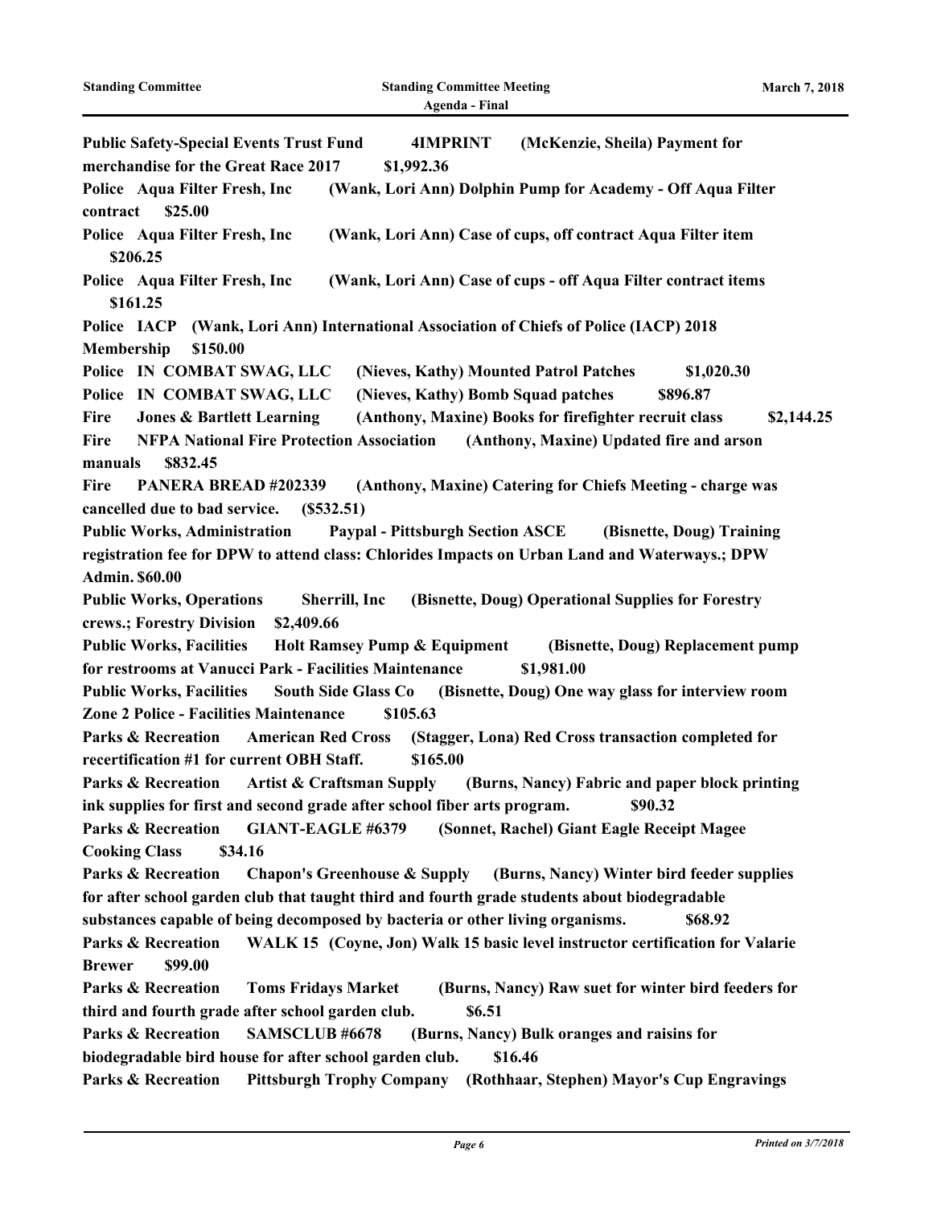**Public Safety-Special Events Trust Fund 4IMPRINT (McKenzie, Sheila) Payment for merchandise for the Great Race 2017 $1,992.36**

**Police Aqua Filter Fresh, Inc (Wank, Lori Ann) Dolphin Pump for Academy - Off Aqua Filter contract $25.00**

**Police Aqua Filter Fresh, Inc (Wank, Lori Ann) Case of cups, off contract Aqua Filter item $206.25**

**Police Aqua Filter Fresh, Inc (Wank, Lori Ann) Case of cups - off Aqua Filter contract items $161.25**

**Police IACP (Wank, Lori Ann) International Association of Chiefs of Police (IACP) 2018 Membership $150.00**

**Police IN COMBAT SWAG, LLC (Nieves, Kathy) Mounted Patrol Patches $1,020.30**

**Police IN COMBAT SWAG, LLC (Nieves, Kathy) Bomb Squad patches $896.87**

**Fire Jones & Bartlett Learning (Anthony, Maxine) Books for firefighter recruit class $2,144.25**

**Fire NFPA National Fire Protection Association (Anthony, Maxine) Updated fire and arson manuals $832.45**

**Fire PANERA BREAD #202339 (Anthony, Maxine) Catering for Chiefs Meeting - charge was cancelled due to bad service. ($532.51)**

**Public Works, Administration Paypal - Pittsburgh Section ASCE (Bisnette, Doug) Training registration fee for DPW to attend class: Chlorides Impacts on Urban Land and Waterways.; DPW Admin. $60.00**

**Public Works, Operations Sherrill, Inc (Bisnette, Doug) Operational Supplies for Forestry crews.; Forestry Division $2,409.66**

**Public Works, Facilities Holt Ramsey Pump & Equipment (Bisnette, Doug) Replacement pump for restrooms at Vanucci Park - Facilities Maintenance $1,981.00**

**Public Works, Facilities South Side Glass Co (Bisnette, Doug) One way glass for interview room Zone 2 Police - Facilities Maintenance $105.63**

**Parks & Recreation American Red Cross (Stagger, Lona) Red Cross transaction completed for recertification #1 for current OBH Staff. $165.00**

**Parks & Recreation Artist & Craftsman Supply (Burns, Nancy) Fabric and paper block printing ink supplies for first and second grade after school fiber arts program. $90.32**

**Parks & Recreation GIANT-EAGLE #6379 (Sonnet, Rachel) Giant Eagle Receipt Magee Cooking Class $34.16**

**Parks & Recreation Chapon's Greenhouse & Supply (Burns, Nancy) Winter bird feeder supplies for after school garden club that taught third and fourth grade students about biodegradable substances capable of being decomposed by bacteria or other living organisms. $68.92**

**Parks & Recreation WALK 15 (Coyne, Jon) Walk 15 basic level instructor certification for Valarie Brewer $99.00**

**Parks & Recreation Toms Fridays Market (Burns, Nancy) Raw suet for winter bird feeders for third and fourth grade after school garden club. $6.51**

**Parks & Recreation SAMSCLUB #6678 (Burns, Nancy) Bulk oranges and raisins for biodegradable bird house for after school garden club. $16.46**

**Parks & Recreation Pittsburgh Trophy Company (Rothhaar, Stephen) Mayor's Cup Engravings**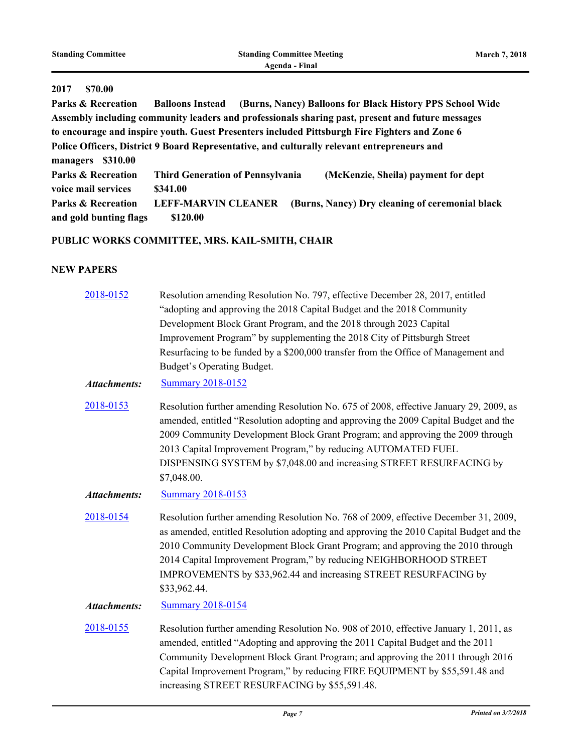**2017 $70.00**

**Parks & Recreation Balloons Instead (Burns, Nancy) Balloons for Black History PPS School Wide Assembly including community leaders and professionals sharing past, present and future messages to encourage and inspire youth. Guest Presenters included Pittsburgh Fire Fighters and Zone 6 Police Officers, District 9 Board Representative, and culturally relevant entrepreneurs and managers $310.00**

**Parks & Recreation Third Generation of Pennsylvania (McKenzie, Sheila) payment for dept voice mail services $341.00**

**Parks & Recreation LEFF-MARVIN CLEANER (Burns, Nancy) Dry cleaning of ceremonial black and gold bunting flags $120.00**

## PUBLIC WORKS COMMITTEE, MRS. KAIL-SMITH, CHAIR

## NEW PAPERS

2018-0152 Resolution amending Resolution No. 797, effective December 28, 2017, entitled "adopting and approving the 2018 Capital Budget and the 2018 Community Development Block Grant Program, and the 2018 through 2023 Capital Improvement Program" by supplementing the 2018 City of Pittsburgh Street Resurfacing to be funded by a $200,000 transfer from the Office of Management and Budget's Operating Budget.

*Attachments:* Summary 2018-0152

2018-0153 Resolution further amending Resolution No. 675 of 2008, effective January 29, 2009, as amended, entitled "Resolution adopting and approving the 2009 Capital Budget and the 2009 Community Development Block Grant Program; and approving the 2009 through 2013 Capital Improvement Program," by reducing AUTOMATED FUEL DISPENSING SYSTEM by $7,048.00 and increasing STREET RESURFACING by $7,048.00.

*Attachments:* Summary 2018-0153

2018-0154 Resolution further amending Resolution No. 768 of 2009, effective December 31, 2009, as amended, entitled Resolution adopting and approving the 2010 Capital Budget and the 2010 Community Development Block Grant Program; and approving the 2010 through 2014 Capital Improvement Program," by reducing NEIGHBORHOOD STREET IMPROVEMENTS by $33,962.44 and increasing STREET RESURFACING by $33,962.44.

*Attachments:* Summary 2018-0154

2018-0155 Resolution further amending Resolution No. 908 of 2010, effective January 1, 2011, as amended, entitled "Adopting and approving the 2011 Capital Budget and the 2011 Community Development Block Grant Program; and approving the 2011 through 2016 Capital Improvement Program," by reducing FIRE EQUIPMENT by $55,591.48 and increasing STREET RESURFACING by $55,591.48.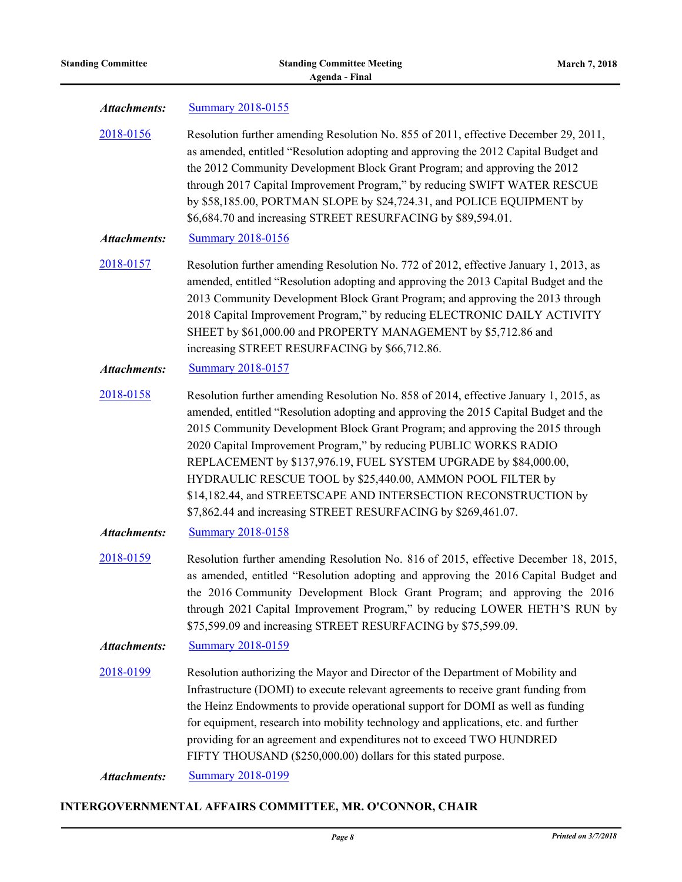***Attachments:*** Summary 2018-0155

2018-0156 Resolution further amending Resolution No. 855 of 2011, effective December 29, 2011, as amended, entitled "Resolution adopting and approving the 2012 Capital Budget and the 2012 Community Development Block Grant Program; and approving the 2012 through 2017 Capital Improvement Program," by reducing SWIFT WATER RESCUE by $58,185.00, PORTMAN SLOPE by $24,724.31, and POLICE EQUIPMENT by $6,684.70 and increasing STREET RESURFACING by $89,594.01.

***Attachments:*** Summary 2018-0156

2018-0157 Resolution further amending Resolution No. 772 of 2012, effective January 1, 2013, as amended, entitled "Resolution adopting and approving the 2013 Capital Budget and the 2013 Community Development Block Grant Program; and approving the 2013 through 2018 Capital Improvement Program," by reducing ELECTRONIC DAILY ACTIVITY SHEET by $61,000.00 and PROPERTY MANAGEMENT by $5,712.86 and increasing STREET RESURFACING by $66,712.86.

***Attachments:*** Summary 2018-0157

2018-0158 Resolution further amending Resolution No. 858 of 2014, effective January 1, 2015, as amended, entitled "Resolution adopting and approving the 2015 Capital Budget and the 2015 Community Development Block Grant Program; and approving the 2015 through 2020 Capital Improvement Program," by reducing PUBLIC WORKS RADIO REPLACEMENT by $137,976.19, FUEL SYSTEM UPGRADE by $84,000.00, HYDRAULIC RESCUE TOOL by $25,440.00, AMMON POOL FILTER by $14,182.44, and STREETSCAPE AND INTERSECTION RECONSTRUCTION by $7,862.44 and increasing STREET RESURFACING by $269,461.07.

***Attachments:*** Summary 2018-0158

2018-0159 Resolution further amending Resolution No. 816 of 2015, effective December 18, 2015, as amended, entitled "Resolution adopting and approving the 2016 Capital Budget and the 2016 Community Development Block Grant Program; and approving the 2016 through 2021 Capital Improvement Program," by reducing LOWER HETH'S RUN by $75,599.09 and increasing STREET RESURFACING by $75,599.09.

***Attachments:*** Summary 2018-0159

2018-0199 Resolution authorizing the Mayor and Director of the Department of Mobility and Infrastructure (DOMI) to execute relevant agreements to receive grant funding from the Heinz Endowments to provide operational support for DOMI as well as funding for equipment, research into mobility technology and applications, etc. and further providing for an agreement and expenditures not to exceed TWO HUNDRED FIFTY THOUSAND ($250,000.00) dollars for this stated purpose.

***Attachments:*** Summary 2018-0199

## INTERGOVERNMENTAL AFFAIRS COMMITTEE, MR. O'CONNOR, CHAIR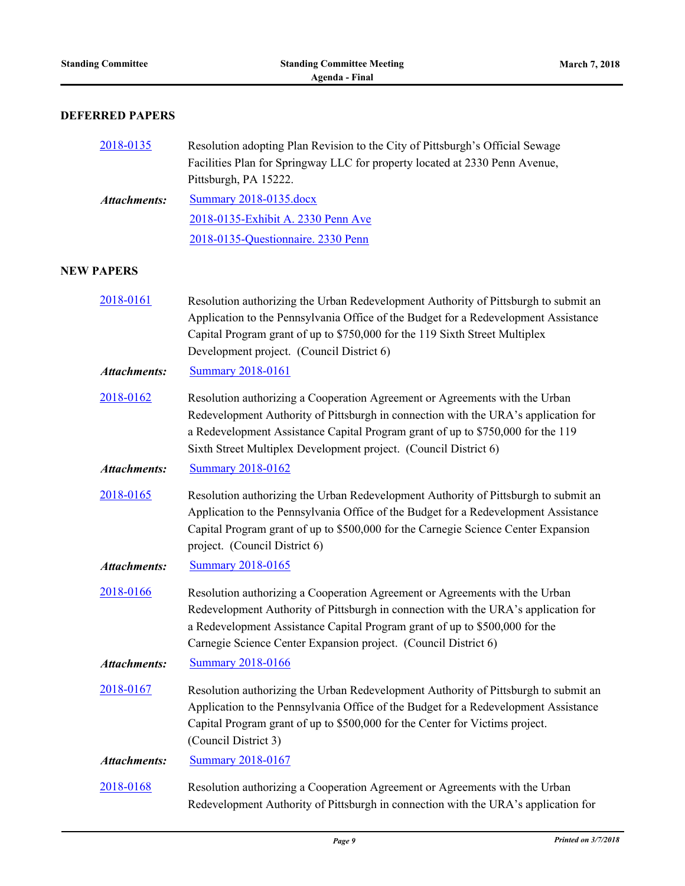## DEFERRED PAPERS

[2018-0135] Resolution adopting Plan Revision to the City of Pittsburgh's Official Sewage Facilities Plan for Springway LLC for property located at 2330 Penn Avenue, Pittsburgh, PA 15222.

***Attachments:*** Summary 2018-0135.docx
2018-0135-Exhibit A. 2330 Penn Ave
2018-0135-Questionnaire. 2330 Penn

## NEW PAPERS

[2018-0161] Resolution authorizing the Urban Redevelopment Authority of Pittsburgh to submit an Application to the Pennsylvania Office of the Budget for a Redevelopment Assistance Capital Program grant of up to $750,000 for the 119 Sixth Street Multiplex Development project. (Council District 6)

***Attachments:*** Summary 2018-0161

[2018-0162] Resolution authorizing a Cooperation Agreement or Agreements with the Urban Redevelopment Authority of Pittsburgh in connection with the URA's application for a Redevelopment Assistance Capital Program grant of up to $750,000 for the 119 Sixth Street Multiplex Development project. (Council District 6)

***Attachments:*** Summary 2018-0162

[2018-0165] Resolution authorizing the Urban Redevelopment Authority of Pittsburgh to submit an Application to the Pennsylvania Office of the Budget for a Redevelopment Assistance Capital Program grant of up to $500,000 for the Carnegie Science Center Expansion project. (Council District 6)

***Attachments:*** Summary 2018-0165

[2018-0166] Resolution authorizing a Cooperation Agreement or Agreements with the Urban Redevelopment Authority of Pittsburgh in connection with the URA's application for a Redevelopment Assistance Capital Program grant of up to $500,000 for the Carnegie Science Center Expansion project. (Council District 6)

***Attachments:*** Summary 2018-0166

[2018-0167] Resolution authorizing the Urban Redevelopment Authority of Pittsburgh to submit an Application to the Pennsylvania Office of the Budget for a Redevelopment Assistance Capital Program grant of up to $500,000 for the Center for Victims project. (Council District 3)

***Attachments:*** Summary 2018-0167

[2018-0168] Resolution authorizing a Cooperation Agreement or Agreements with the Urban Redevelopment Authority of Pittsburgh in connection with the URA's application for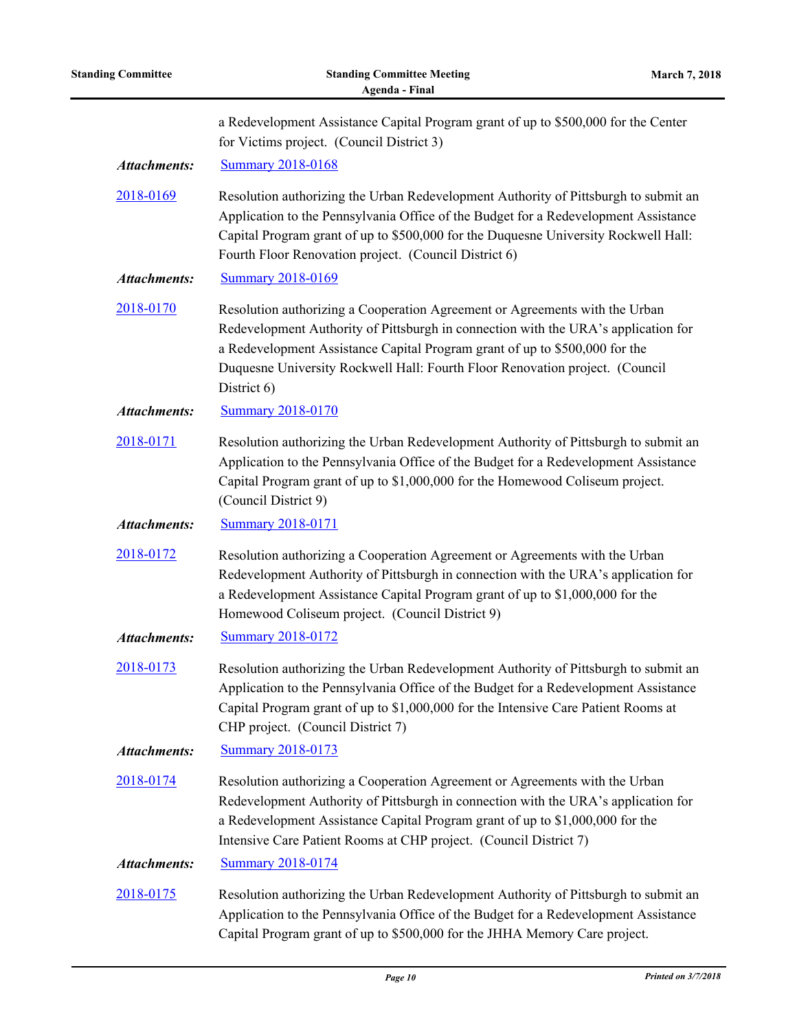a Redevelopment Assistance Capital Program grant of up to $500,000 for the Center for Victims project. (Council District 3)

***Attachments:*** Summary 2018-0168

2018-0169 Resolution authorizing the Urban Redevelopment Authority of Pittsburgh to submit an Application to the Pennsylvania Office of the Budget for a Redevelopment Assistance Capital Program grant of up to $500,000 for the Duquesne University Rockwell Hall: Fourth Floor Renovation project. (Council District 6)

***Attachments:*** Summary 2018-0169

2018-0170 Resolution authorizing a Cooperation Agreement or Agreements with the Urban Redevelopment Authority of Pittsburgh in connection with the URA's application for a Redevelopment Assistance Capital Program grant of up to $500,000 for the Duquesne University Rockwell Hall: Fourth Floor Renovation project. (Council District 6)

***Attachments:*** Summary 2018-0170

2018-0171 Resolution authorizing the Urban Redevelopment Authority of Pittsburgh to submit an Application to the Pennsylvania Office of the Budget for a Redevelopment Assistance Capital Program grant of up to $1,000,000 for the Homewood Coliseum project. (Council District 9)

***Attachments:*** Summary 2018-0171

2018-0172 Resolution authorizing a Cooperation Agreement or Agreements with the Urban Redevelopment Authority of Pittsburgh in connection with the URA's application for a Redevelopment Assistance Capital Program grant of up to $1,000,000 for the Homewood Coliseum project. (Council District 9)

***Attachments:*** Summary 2018-0172

2018-0173 Resolution authorizing the Urban Redevelopment Authority of Pittsburgh to submit an Application to the Pennsylvania Office of the Budget for a Redevelopment Assistance Capital Program grant of up to $1,000,000 for the Intensive Care Patient Rooms at CHP project. (Council District 7)

***Attachments:*** Summary 2018-0173

2018-0174 Resolution authorizing a Cooperation Agreement or Agreements with the Urban Redevelopment Authority of Pittsburgh in connection with the URA's application for a Redevelopment Assistance Capital Program grant of up to $1,000,000 for the Intensive Care Patient Rooms at CHP project. (Council District 7)

***Attachments:*** Summary 2018-0174

2018-0175 Resolution authorizing the Urban Redevelopment Authority of Pittsburgh to submit an Application to the Pennsylvania Office of the Budget for a Redevelopment Assistance Capital Program grant of up to $500,000 for the JHHA Memory Care project.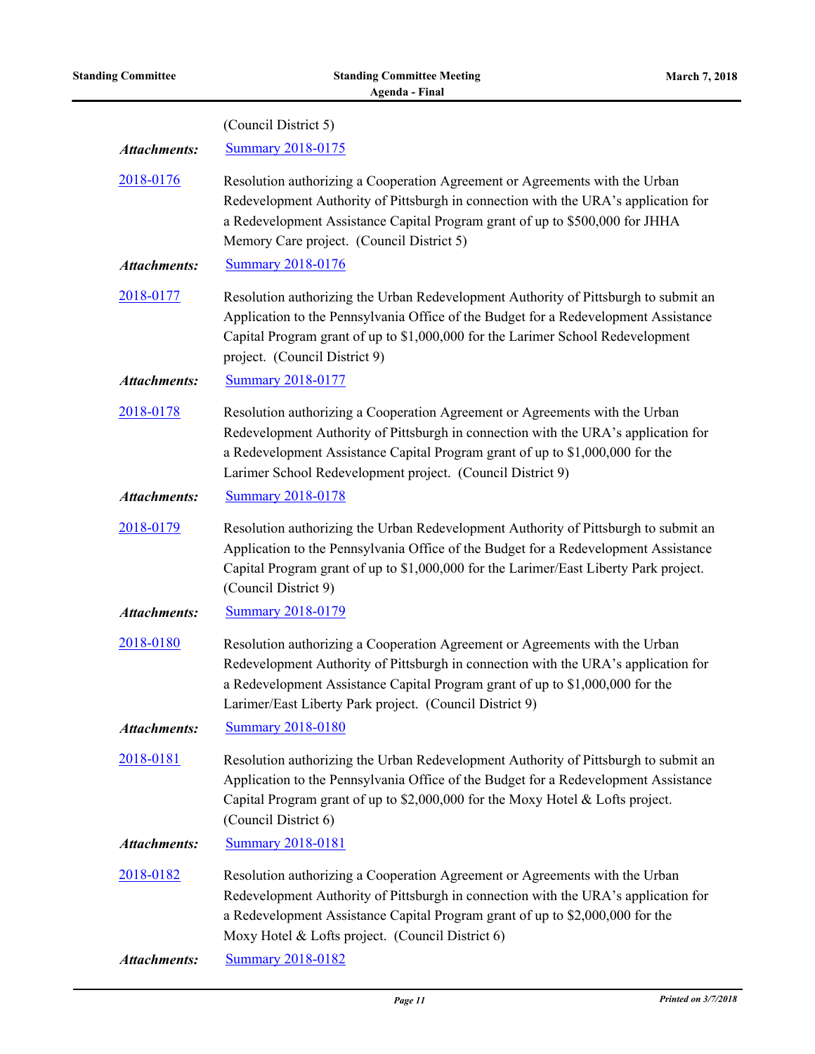(Council District 5)

***Attachments:*** Summary 2018-0175

2018-0176 Resolution authorizing a Cooperation Agreement or Agreements with the Urban Redevelopment Authority of Pittsburgh in connection with the URA's application for a Redevelopment Assistance Capital Program grant of up to $500,000 for JHHA Memory Care project. (Council District 5)

***Attachments:*** Summary 2018-0176

2018-0177 Resolution authorizing the Urban Redevelopment Authority of Pittsburgh to submit an Application to the Pennsylvania Office of the Budget for a Redevelopment Assistance Capital Program grant of up to $1,000,000 for the Larimer School Redevelopment project. (Council District 9)

***Attachments:*** Summary 2018-0177

2018-0178 Resolution authorizing a Cooperation Agreement or Agreements with the Urban Redevelopment Authority of Pittsburgh in connection with the URA's application for a Redevelopment Assistance Capital Program grant of up to $1,000,000 for the Larimer School Redevelopment project. (Council District 9)

***Attachments:*** Summary 2018-0178

2018-0179 Resolution authorizing the Urban Redevelopment Authority of Pittsburgh to submit an Application to the Pennsylvania Office of the Budget for a Redevelopment Assistance Capital Program grant of up to $1,000,000 for the Larimer/East Liberty Park project. (Council District 9)

***Attachments:*** Summary 2018-0179

2018-0180 Resolution authorizing a Cooperation Agreement or Agreements with the Urban Redevelopment Authority of Pittsburgh in connection with the URA's application for a Redevelopment Assistance Capital Program grant of up to $1,000,000 for the Larimer/East Liberty Park project. (Council District 9)

***Attachments:*** Summary 2018-0180

2018-0181 Resolution authorizing the Urban Redevelopment Authority of Pittsburgh to submit an Application to the Pennsylvania Office of the Budget for a Redevelopment Assistance Capital Program grant of up to $2,000,000 for the Moxy Hotel & Lofts project. (Council District 6)

***Attachments:*** Summary 2018-0181

2018-0182 Resolution authorizing a Cooperation Agreement or Agreements with the Urban Redevelopment Authority of Pittsburgh in connection with the URA's application for a Redevelopment Assistance Capital Program grant of up to $2,000,000 for the Moxy Hotel & Lofts project. (Council District 6)

***Attachments:*** Summary 2018-0182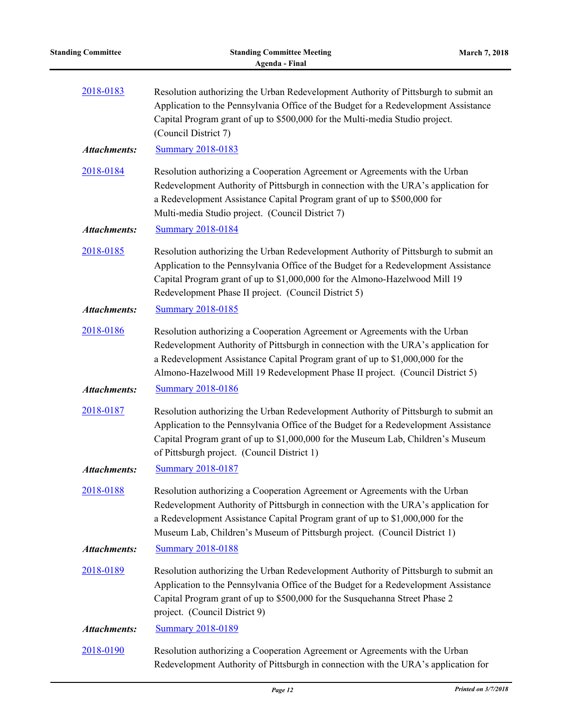2018-0183 Resolution authorizing the Urban Redevelopment Authority of Pittsburgh to submit an Application to the Pennsylvania Office of the Budget for a Redevelopment Assistance Capital Program grant of up to $500,000 for the Multi-media Studio project. (Council District 7)

***Attachments:*** Summary 2018-0183

2018-0184 Resolution authorizing a Cooperation Agreement or Agreements with the Urban Redevelopment Authority of Pittsburgh in connection with the URA's application for a Redevelopment Assistance Capital Program grant of up to $500,000 for Multi-media Studio project. (Council District 7)

***Attachments:*** Summary 2018-0184

2018-0185 Resolution authorizing the Urban Redevelopment Authority of Pittsburgh to submit an Application to the Pennsylvania Office of the Budget for a Redevelopment Assistance Capital Program grant of up to $1,000,000 for the Almono-Hazelwood Mill 19 Redevelopment Phase II project. (Council District 5)

***Attachments:*** Summary 2018-0185

2018-0186 Resolution authorizing a Cooperation Agreement or Agreements with the Urban Redevelopment Authority of Pittsburgh in connection with the URA's application for a Redevelopment Assistance Capital Program grant of up to $1,000,000 for the Almono-Hazelwood Mill 19 Redevelopment Phase II project. (Council District 5)

***Attachments:*** Summary 2018-0186

2018-0187 Resolution authorizing the Urban Redevelopment Authority of Pittsburgh to submit an Application to the Pennsylvania Office of the Budget for a Redevelopment Assistance Capital Program grant of up to $1,000,000 for the Museum Lab, Children's Museum of Pittsburgh project. (Council District 1)

***Attachments:*** Summary 2018-0187

2018-0188 Resolution authorizing a Cooperation Agreement or Agreements with the Urban Redevelopment Authority of Pittsburgh in connection with the URA's application for a Redevelopment Assistance Capital Program grant of up to $1,000,000 for the Museum Lab, Children's Museum of Pittsburgh project. (Council District 1)

***Attachments:*** Summary 2018-0188

2018-0189 Resolution authorizing the Urban Redevelopment Authority of Pittsburgh to submit an Application to the Pennsylvania Office of the Budget for a Redevelopment Assistance Capital Program grant of up to $500,000 for the Susquehanna Street Phase 2 project. (Council District 9)

***Attachments:*** Summary 2018-0189

2018-0190 Resolution authorizing a Cooperation Agreement or Agreements with the Urban Redevelopment Authority of Pittsburgh in connection with the URA's application for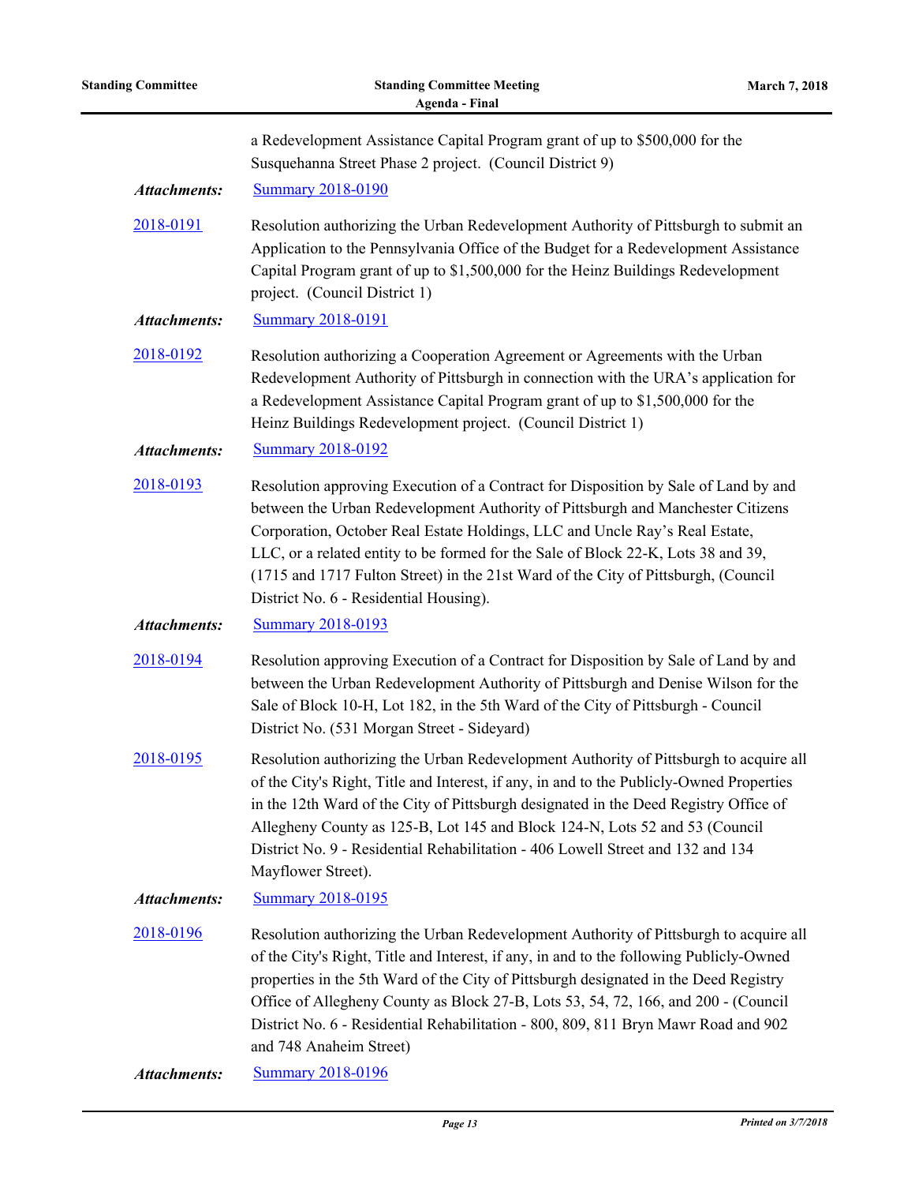a Redevelopment Assistance Capital Program grant of up to $500,000 for the Susquehanna Street Phase 2 project. (Council District 9)

***Attachments:*** Summary 2018-0190

**2018-0191** Resolution authorizing the Urban Redevelopment Authority of Pittsburgh to submit an Application to the Pennsylvania Office of the Budget for a Redevelopment Assistance Capital Program grant of up to $1,500,000 for the Heinz Buildings Redevelopment project. (Council District 1)

***Attachments:*** Summary 2018-0191

**2018-0192** Resolution authorizing a Cooperation Agreement or Agreements with the Urban Redevelopment Authority of Pittsburgh in connection with the URA's application for a Redevelopment Assistance Capital Program grant of up to $1,500,000 for the Heinz Buildings Redevelopment project. (Council District 1)

***Attachments:*** Summary 2018-0192

**2018-0193** Resolution approving Execution of a Contract for Disposition by Sale of Land by and between the Urban Redevelopment Authority of Pittsburgh and Manchester Citizens Corporation, October Real Estate Holdings, LLC and Uncle Ray's Real Estate, LLC, or a related entity to be formed for the Sale of Block 22-K, Lots 38 and 39, (1715 and 1717 Fulton Street) in the 21st Ward of the City of Pittsburgh, (Council District No. 6 - Residential Housing).

***Attachments:*** Summary 2018-0193

**2018-0194** Resolution approving Execution of a Contract for Disposition by Sale of Land by and between the Urban Redevelopment Authority of Pittsburgh and Denise Wilson for the Sale of Block 10-H, Lot 182, in the 5th Ward of the City of Pittsburgh - Council District No. (531 Morgan Street - Sideyard)

**2018-0195** Resolution authorizing the Urban Redevelopment Authority of Pittsburgh to acquire all of the City's Right, Title and Interest, if any, in and to the Publicly-Owned Properties in the 12th Ward of the City of Pittsburgh designated in the Deed Registry Office of Allegheny County as 125-B, Lot 145 and Block 124-N, Lots 52 and 53 (Council District No. 9 - Residential Rehabilitation - 406 Lowell Street and 132 and 134 Mayflower Street).

***Attachments:*** Summary 2018-0195

**2018-0196** Resolution authorizing the Urban Redevelopment Authority of Pittsburgh to acquire all of the City's Right, Title and Interest, if any, in and to the following Publicly-Owned properties in the 5th Ward of the City of Pittsburgh designated in the Deed Registry Office of Allegheny County as Block 27-B, Lots 53, 54, 72, 166, and 200 - (Council District No. 6 - Residential Rehabilitation - 800, 809, 811 Bryn Mawr Road and 902 and 748 Anaheim Street)

***Attachments:*** Summary 2018-0196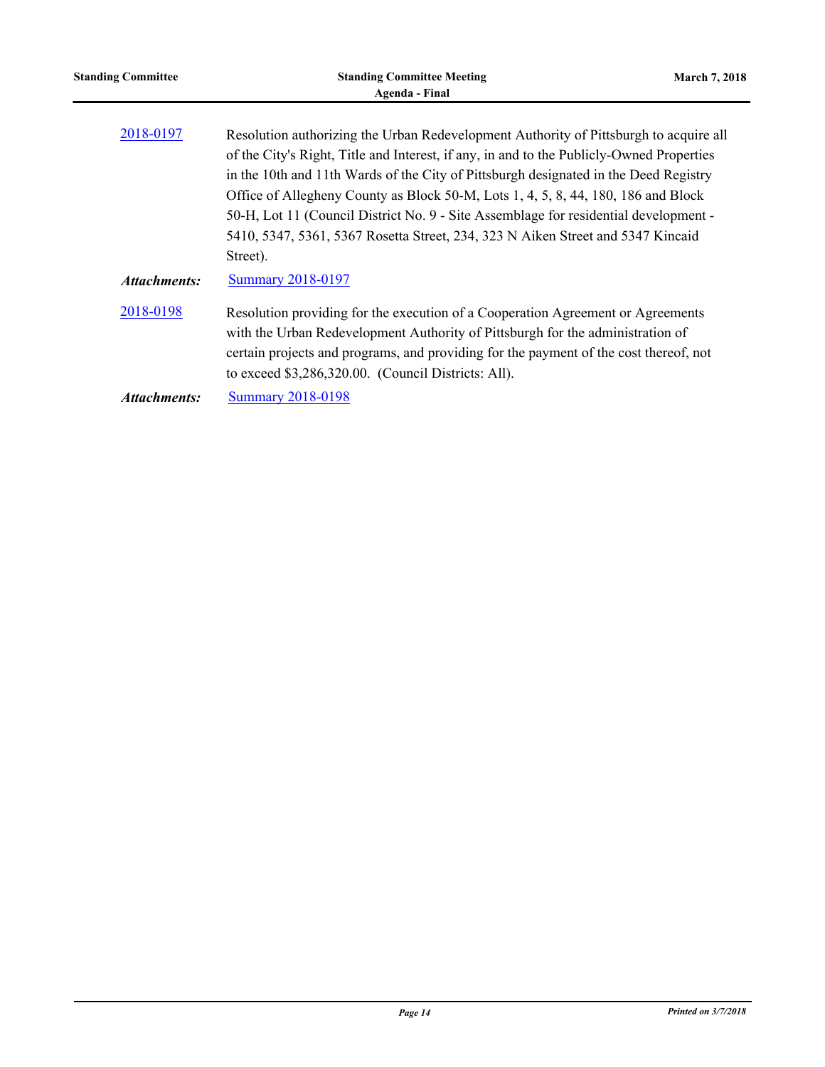[2018-0197] Resolution authorizing the Urban Redevelopment Authority of Pittsburgh to acquire all of the City's Right, Title and Interest, if any, in and to the Publicly-Owned Properties in the 10th and 11th Wards of the City of Pittsburgh designated in the Deed Registry Office of Allegheny County as Block 50-M, Lots 1, 4, 5, 8, 44, 180, 186 and Block 50-H, Lot 11 (Council District No. 9 - Site Assemblage for residential development - 5410, 5347, 5361, 5367 Rosetta Street, 234, 323 N Aiken Street and 5347 Kincaid Street).

***Attachments:*** Summary 2018-0197

[2018-0198] Resolution providing for the execution of a Cooperation Agreement or Agreements with the Urban Redevelopment Authority of Pittsburgh for the administration of certain projects and programs, and providing for the payment of the cost thereof, not to exceed $3,286,320.00. (Council Districts: All).

***Attachments:*** Summary 2018-0198